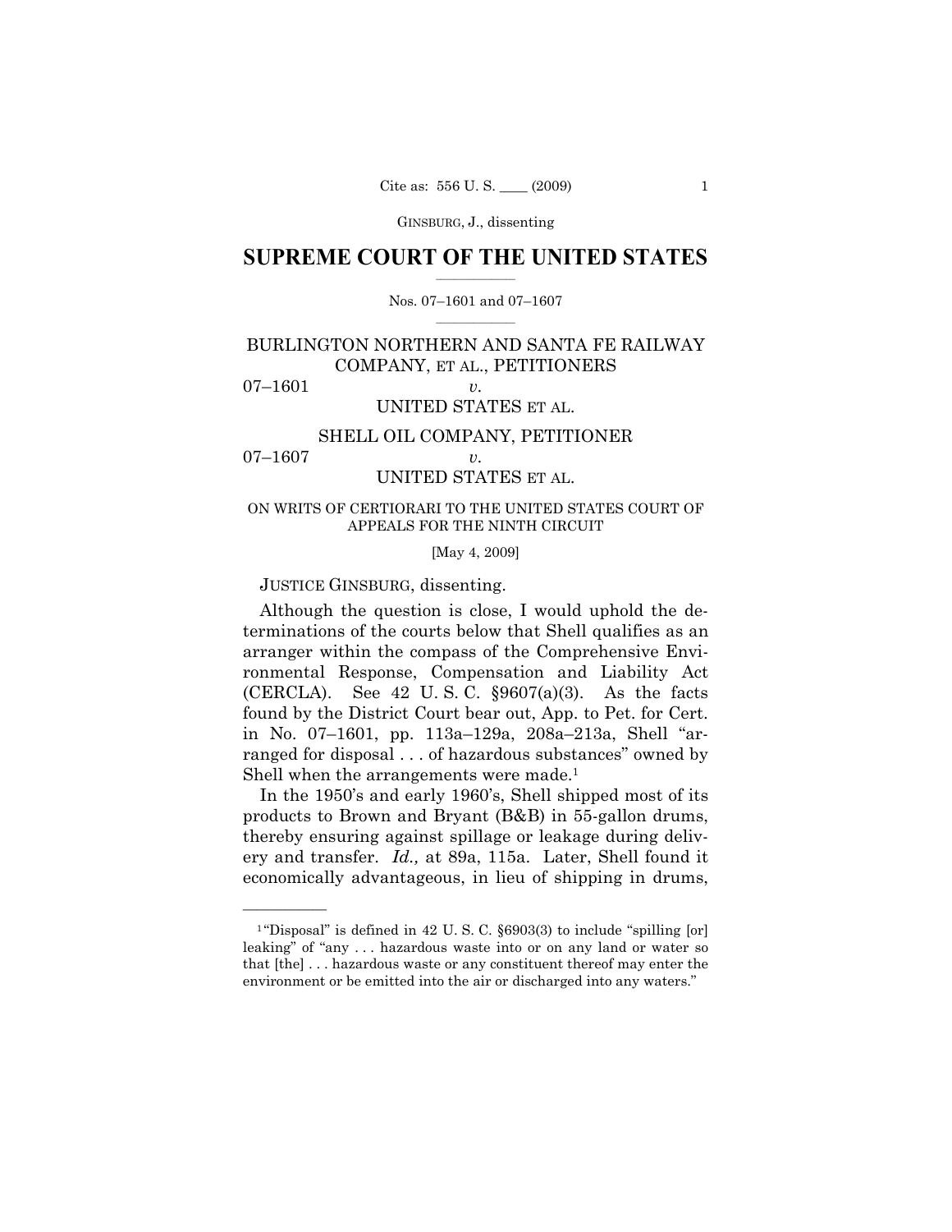GINSBURG, J., dissenting

# SUPREME COURT OF THE UNITED STATES

Nos. 07–1601 and 07–1607

BURLINGTON NORTHERN AND SANTA FE RAILWAY COMPANY, ET AL., PETITIONERS

07–1601 *v.*

UNITED STATES ET AL.

SHELL OIL COMPANY, PETITIONER

07–1607 *v.*

UNITED STATES ET AL.

ON WRITS OF CERTIORARI TO THE UNITED STATES COURT OF APPEALS FOR THE NINTH CIRCUIT

[May 4, 2009]

JUSTICE GINSBURG, dissenting.

Although the question is close, I would uphold the determinations of the courts below that Shell qualifies as an arranger within the compass of the Comprehensive Environmental Response, Compensation and Liability Act (CERCLA). See 42 U. S. C. §9607(a)(3). As the facts found by the District Court bear out, App. to Pet. for Cert. in No. 07–1601, pp. 113a–129a, 208a–213a, Shell "arranged for disposal . . . of hazardous substances" owned by Shell when the arrangements were made.[1]

In the 1950's and early 1960's, Shell shipped most of its products to Brown and Bryant (B&B) in 55-gallon drums, thereby ensuring against spillage or leakage during delivery and transfer. *Id.,* at 89a, 115a. Later, Shell found it economically advantageous, in lieu of shipping in drums,

---

[1] "Disposal" is defined in 42 U. S. C. §6903(3) to include "spilling [or] leaking" of "any . . . hazardous waste into or on any land or water so that [the] . . . hazardous waste or any constituent thereof may enter the environment or be emitted into the air or discharged into any waters."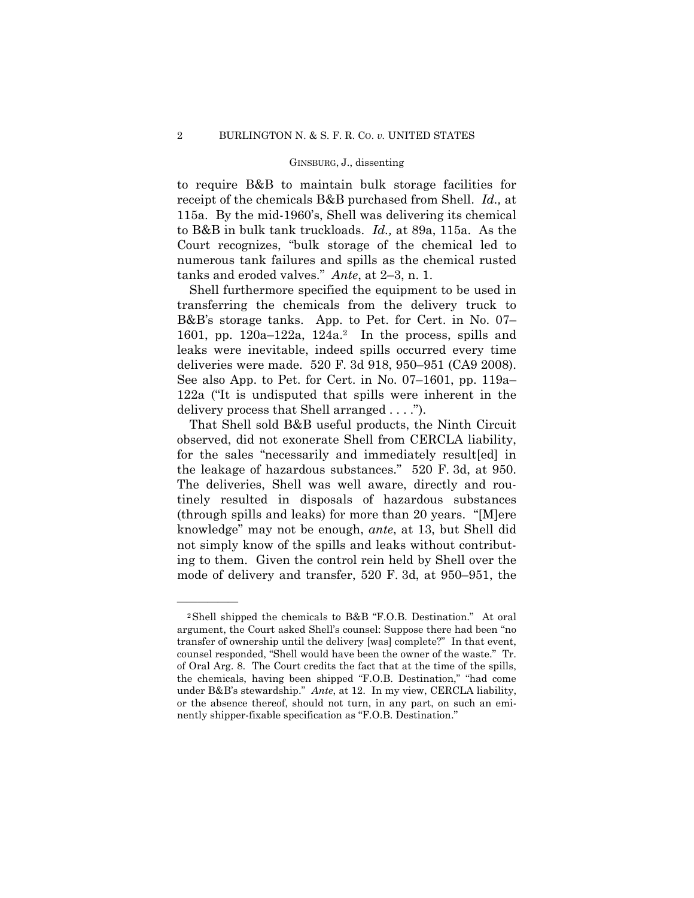to require B&B to maintain bulk storage facilities for receipt of the chemicals B&B purchased from Shell. *Id.,* at 115a. By the mid-1960's, Shell was delivering its chemical to B&B in bulk tank truckloads. *Id.,* at 89a, 115a. As the Court recognizes, "bulk storage of the chemical led to numerous tank failures and spills as the chemical rusted tanks and eroded valves." *Ante*, at 2–3, n. 1.

Shell furthermore specified the equipment to be used in transferring the chemicals from the delivery truck to B&B's storage tanks. App. to Pet. for Cert. in No. 07–1601, pp. 120a–122a, 124a.[2] In the process, spills and leaks were inevitable, indeed spills occurred every time deliveries were made. 520 F. 3d 918, 950–951 (CA9 2008). See also App. to Pet. for Cert. in No. 07–1601, pp. 119a–122a ("It is undisputed that spills were inherent in the delivery process that Shell arranged . . . .").

That Shell sold B&B useful products, the Ninth Circuit observed, did not exonerate Shell from CERCLA liability, for the sales "necessarily and immediately result[ed] in the leakage of hazardous substances." 520 F. 3d, at 950. The deliveries, Shell was well aware, directly and routinely resulted in disposals of hazardous substances (through spills and leaks) for more than 20 years. "[M]ere knowledge" may not be enough, *ante*, at 13, but Shell did not simply know of the spills and leaks without contributing to them. Given the control rein held by Shell over the mode of delivery and transfer, 520 F. 3d, at 950–951, the

---

[2] Shell shipped the chemicals to B&B "F.O.B. Destination." At oral argument, the Court asked Shell's counsel: Suppose there had been "no transfer of ownership until the delivery [was] complete?" In that event, counsel responded, "Shell would have been the owner of the waste." Tr. of Oral Arg. 8. The Court credits the fact that at the time of the spills, the chemicals, having been shipped "F.O.B. Destination," "had come under B&B's stewardship." *Ante*, at 12. In my view, CERCLA liability, or the absence thereof, should not turn, in any part, on such an eminently shipper-fixable specification as "F.O.B. Destination."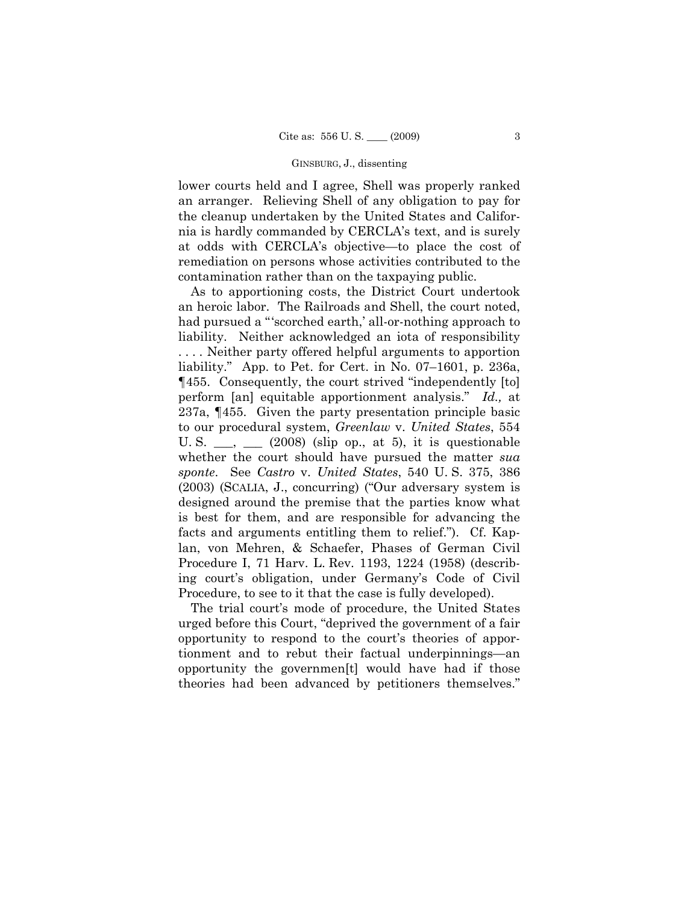lower courts held and I agree, Shell was properly ranked an arranger. Relieving Shell of any obligation to pay for the cleanup undertaken by the United States and California is hardly commanded by CERCLA's text, and is surely at odds with CERCLA's objective—to place the cost of remediation on persons whose activities contributed to the contamination rather than on the taxpaying public.

As to apportioning costs, the District Court undertook an heroic labor. The Railroads and Shell, the court noted, had pursued a "'scorched earth,' all-or-nothing approach to liability. Neither acknowledged an iota of responsibility . . . . Neither party offered helpful arguments to apportion liability." App. to Pet. for Cert. in No. 07–1601, p. 236a, ¶455. Consequently, the court strived "independently [to] perform [an] equitable apportionment analysis." *Id.,* at 237a, ¶455. Given the party presentation principle basic to our procedural system, *Greenlaw* v. *United States*, 554 U. S. ___, ___ (2008) (slip op., at 5), it is questionable whether the court should have pursued the matter *sua sponte*. See *Castro* v. *United States*, 540 U. S. 375, 386 (2003) (SCALIA, J., concurring) ("Our adversary system is designed around the premise that the parties know what is best for them, and are responsible for advancing the facts and arguments entitling them to relief."). Cf. Kaplan, von Mehren, & Schaefer, Phases of German Civil Procedure I, 71 Harv. L. Rev. 1193, 1224 (1958) (describing court's obligation, under Germany's Code of Civil Procedure, to see to it that the case is fully developed).

The trial court's mode of procedure, the United States urged before this Court, "deprived the government of a fair opportunity to respond to the court's theories of apportionment and to rebut their factual underpinnings—an opportunity the governmen[t] would have had if those theories had been advanced by petitioners themselves."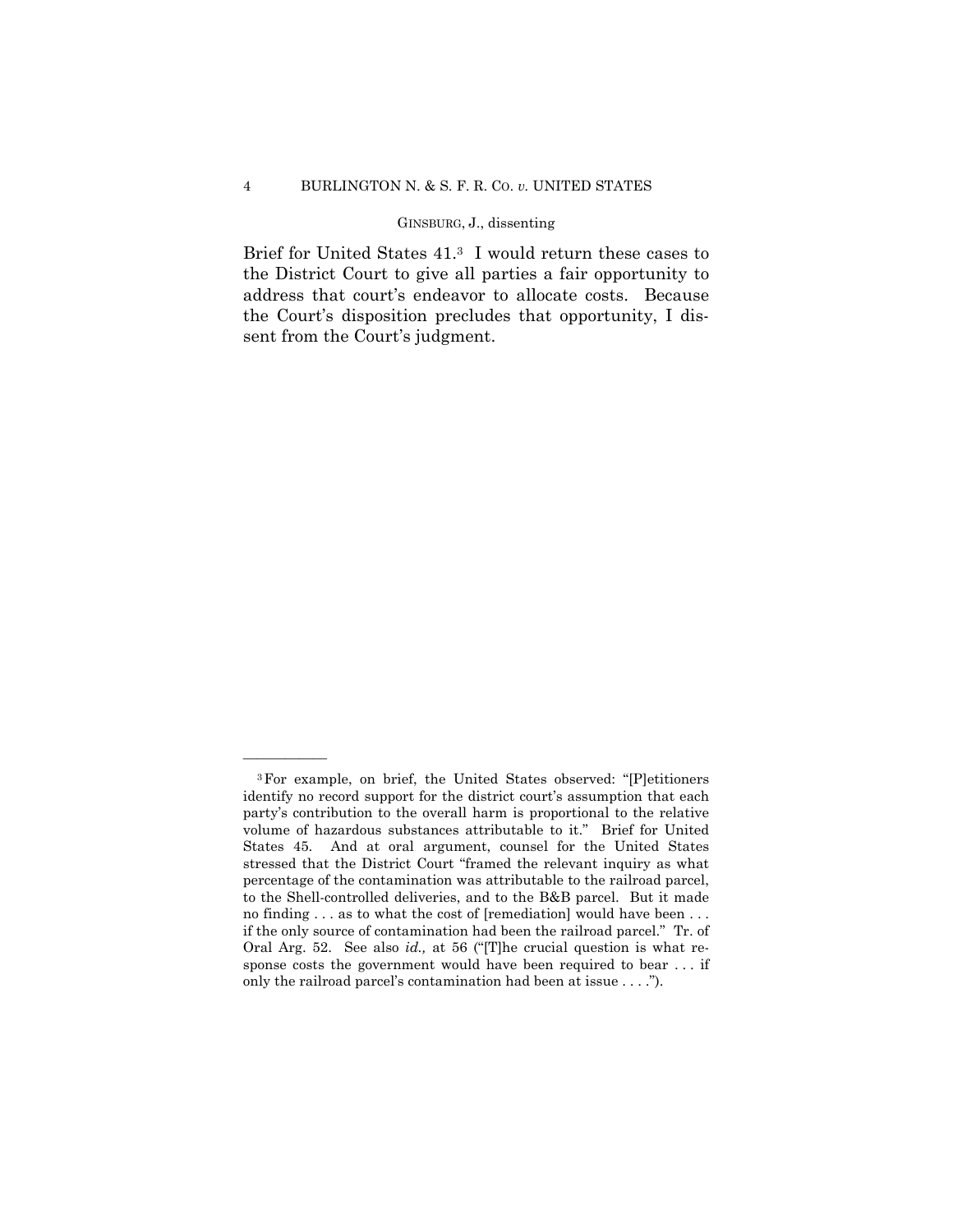Brief for United States 41.[3] I would return these cases to the District Court to give all parties a fair opportunity to address that court's endeavor to allocate costs. Because the Court's disposition precludes that opportunity, I dissent from the Court's judgment.

---

[3] For example, on brief, the United States observed: "[P]etitioners identify no record support for the district court's assumption that each party's contribution to the overall harm is proportional to the relative volume of hazardous substances attributable to it." Brief for United States 45. And at oral argument, counsel for the United States stressed that the District Court "framed the relevant inquiry as what percentage of the contamination was attributable to the railroad parcel, to the Shell-controlled deliveries, and to the B&B parcel. But it made no finding . . . as to what the cost of [remediation] would have been . . . if the only source of contamination had been the railroad parcel." Tr. of Oral Arg. 52. See also *id.,* at 56 ("[T]he crucial question is what response costs the government would have been required to bear . . . if only the railroad parcel's contamination had been at issue . . . .").